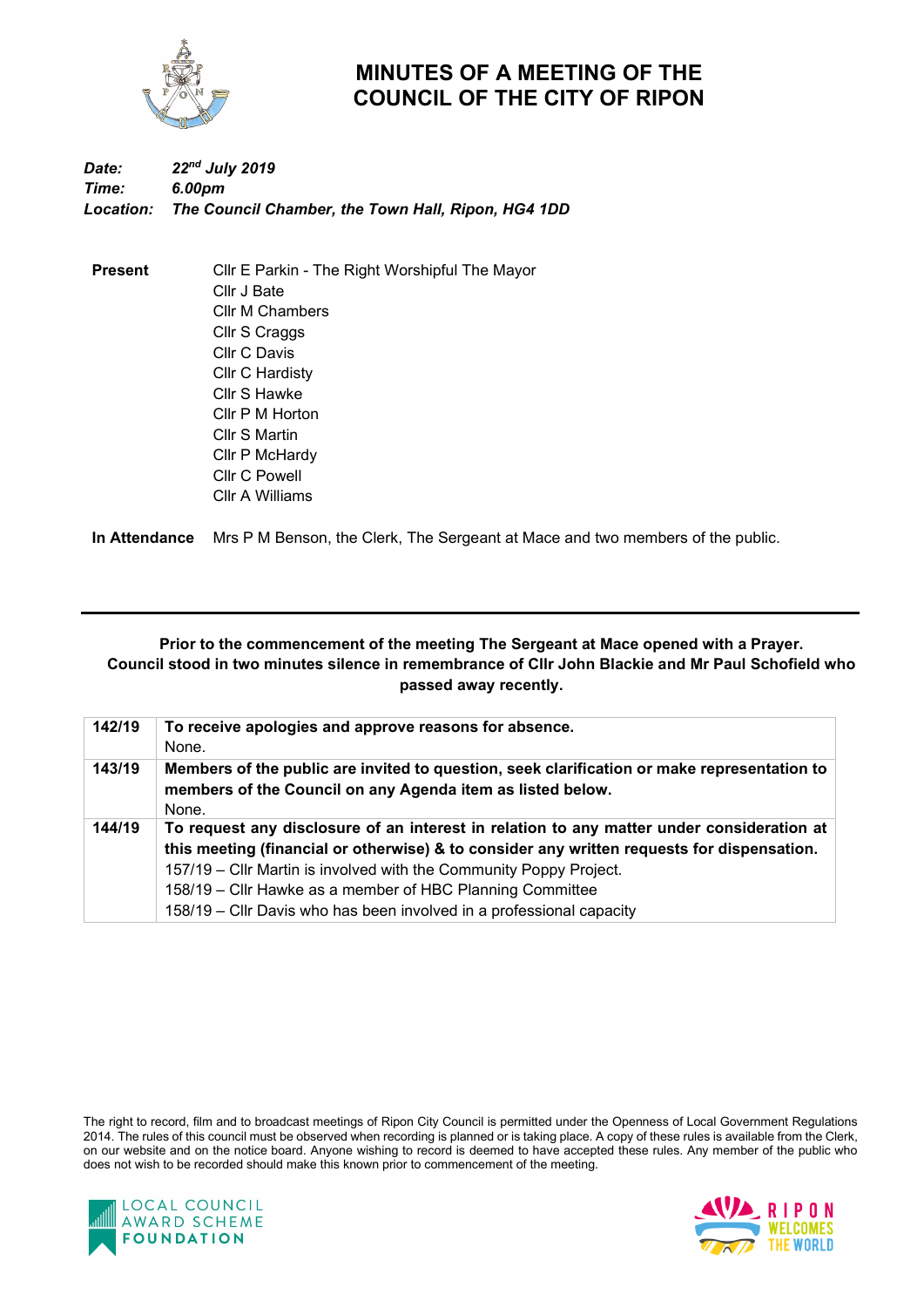# MINUTES OF A MEETING OF THE COUNCIL OF THE CITY OF RIPON

***Date:*** ***22nd July 2019***
***Time:*** ***6.00pm***
***Location:*** ***The Council Chamber, the Town Hall, Ripon, HG4 1DD***

**Present**

Cllr E Parkin - The Right Worshipful The Mayor
Cllr J Bate
Cllr M Chambers
Cllr S Craggs
Cllr C Davis
Cllr C Hardisty
Cllr S Hawke
Cllr P M Horton
Cllr S Martin
Cllr P McHardy
Cllr C Powell
Cllr A Williams

**In Attendance** Mrs P M Benson, the Clerk, The Sergeant at Mace and two members of the public.

---

**Prior to the commencement of the meeting The Sergeant at Mace opened with a Prayer. Council stood in two minutes silence in remembrance of Cllr John Blackie and Mr Paul Schofield who passed away recently.**

| | |
|---|---|
| **142/19** | **To receive apologies and approve reasons for absence.**<br>None. |
| **143/19** | **Members of the public are invited to question, seek clarification or make representation to members of the Council on any Agenda item as listed below.**<br>None. |
| **144/19** | **To request any disclosure of an interest in relation to any matter under consideration at this meeting (financial or otherwise) & to consider any written requests for dispensation.**<br>157/19 – Cllr Martin is involved with the Community Poppy Project.<br>158/19 – Cllr Hawke as a member of HBC Planning Committee<br>158/19 – Cllr Davis who has been involved in a professional capacity |

The right to record, film and to broadcast meetings of Ripon City Council is permitted under the Openness of Local Government Regulations 2014. The rules of this council must be observed when recording is planned or is taking place. A copy of these rules is available from the Clerk, on our website and on the notice board. Anyone wishing to record is deemed to have accepted these rules. Any member of the public who does not wish to be recorded should make this known prior to commencement of the meeting.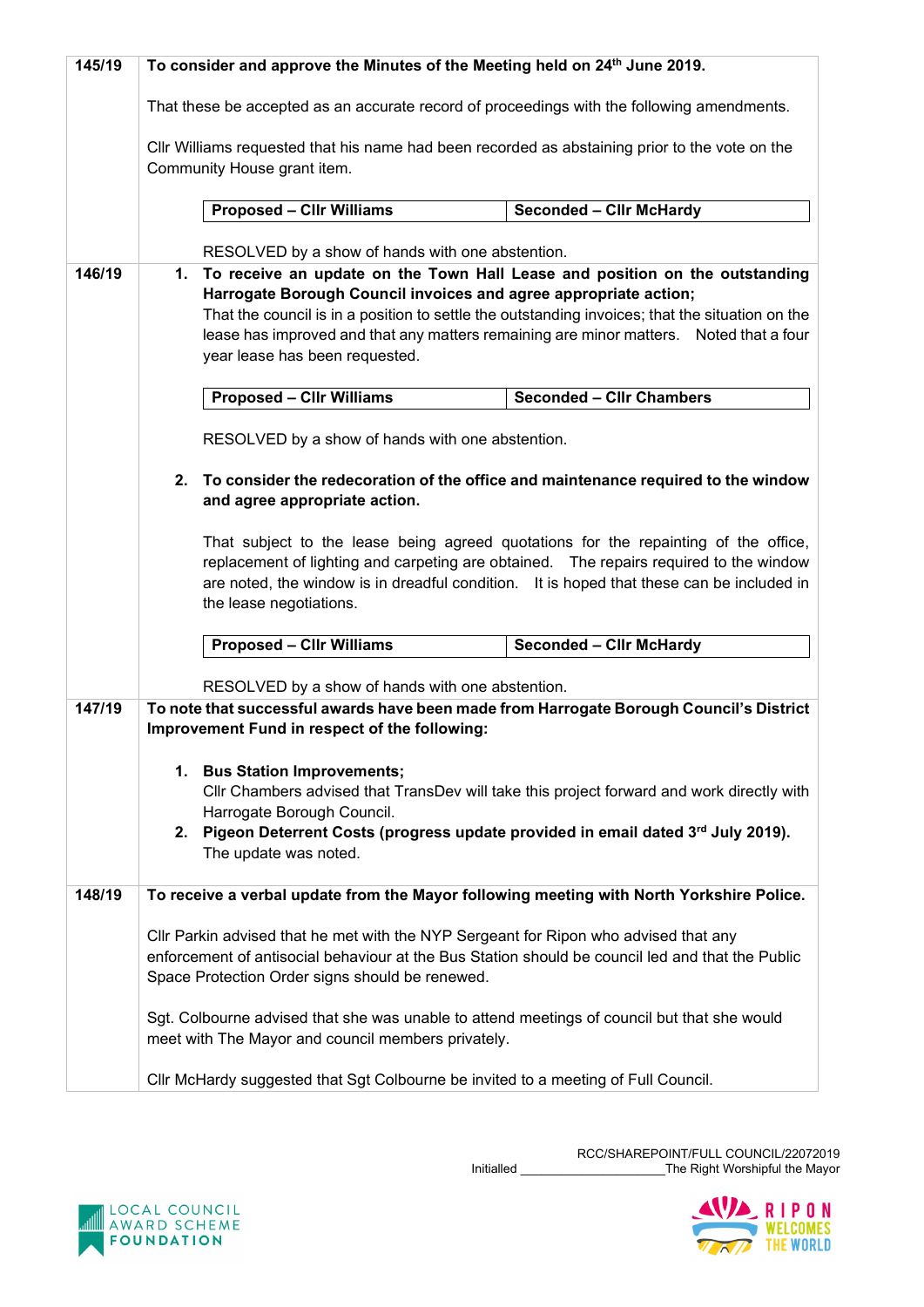| | |
|---|---|
| 145/19 | **To consider and approve the Minutes of the Meeting held on 24th June 2019.**<br><br>That these be accepted as an accurate record of proceedings with the following amendments.<br><br>Cllr Williams requested that his name had been recorded as abstaining prior to the vote on the Community House grant item.<br><br>**Proposed – Cllr Williams** \| **Seconded – Cllr McHardy**<br><br>RESOLVED by a show of hands with one abstention. |
| 146/19 | 1. **To receive an update on the Town Hall Lease and position on the outstanding Harrogate Borough Council invoices and agree appropriate action;**<br>That the council is in a position to settle the outstanding invoices; that the situation on the lease has improved and that any matters remaining are minor matters. Noted that a four year lease has been requested.<br><br>**Proposed – Cllr Williams** \| **Seconded – Cllr Chambers**<br><br>RESOLVED by a show of hands with one abstention.<br><br>2. **To consider the redecoration of the office and maintenance required to the window and agree appropriate action.**<br><br>That subject to the lease being agreed quotations for the repainting of the office, replacement of lighting and carpeting are obtained. The repairs required to the window are noted, the window is in dreadful condition. It is hoped that these can be included in the lease negotiations.<br><br>**Proposed – Cllr Williams** \| **Seconded – Cllr McHardy**<br><br>RESOLVED by a show of hands with one abstention. |
| 147/19 | **To note that successful awards have been made from Harrogate Borough Council's District Improvement Fund in respect of the following:**<br><br>1. **Bus Station Improvements;**<br>Cllr Chambers advised that TransDev will take this project forward and work directly with Harrogate Borough Council.<br>2. **Pigeon Deterrent Costs (progress update provided in email dated 3rd July 2019).**<br>The update was noted. |
| 148/19 | **To receive a verbal update from the Mayor following meeting with North Yorkshire Police.**<br><br>Cllr Parkin advised that he met with the NYP Sergeant for Ripon who advised that any enforcement of antisocial behaviour at the Bus Station should be council led and that the Public Space Protection Order signs should be renewed.<br><br>Sgt. Colbourne advised that she was unable to attend meetings of council but that she would meet with The Mayor and council members privately.<br><br>Cllr McHardy suggested that Sgt Colbourne be invited to a meeting of Full Council. |

RCC/SHAREPOINT/FULL COUNCIL/22072019

Initialled \_\_\_\_\_\_\_\_\_\_\_\_\_\_\_\_\_\_\_\_ The Right Worshipful the Mayor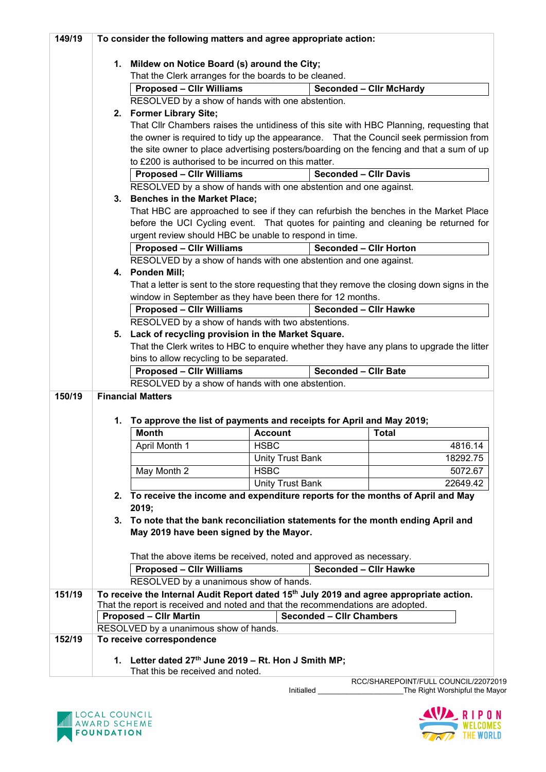**149/19** **To consider the following matters and agree appropriate action:**

1. **Mildew on Notice Board (s) around the City;**
   That the Clerk arranges for the boards to be cleaned.

| Proposed – Cllr Williams | Seconded – Cllr McHardy |
|---|---|

   RESOLVED by a show of hands with one abstention.

2. **Former Library Site;**
   That Cllr Chambers raises the untidiness of this site with HBC Planning, requesting that the owner is required to tidy up the appearance. That the Council seek permission from the site owner to place advertising posters/boarding on the fencing and that a sum of up to £200 is authorised to be incurred on this matter.

| Proposed – Cllr Williams | Seconded – Cllr Davis |
|---|---|

   RESOLVED by a show of hands with one abstention and one against.

3. **Benches in the Market Place;**
   That HBC are approached to see if they can refurbish the benches in the Market Place before the UCI Cycling event. That quotes for painting and cleaning be returned for urgent review should HBC be unable to respond in time.

| Proposed – Cllr Williams | Seconded – Cllr Horton |
|---|---|

   RESOLVED by a show of hands with one abstention and one against.

4. **Ponden Mill;**
   That a letter is sent to the store requesting that they remove the closing down signs in the window in September as they have been there for 12 months.

| Proposed – Cllr Williams | Seconded – Cllr Hawke |
|---|---|

   RESOLVED by a show of hands with two abstentions.

5. **Lack of recycling provision in the Market Square.**
   That the Clerk writes to HBC to enquire whether they have any plans to upgrade the litter bins to allow recycling to be separated.

| Proposed – Cllr Williams | Seconded – Cllr Bate |
|---|---|

   RESOLVED by a show of hands with one abstention.

**150/19** **Financial Matters**

1. **To approve the list of payments and receipts for April and May 2019;**

| Month | Account | Total |
|---|---|---|
| April Month 1 | HSBC | 4816.14 |
| | Unity Trust Bank | 18292.75 |
| May Month 2 | HSBC | 5072.67 |
| | Unity Trust Bank | 22649.42 |

2. **To receive the income and expenditure reports for the months of April and May 2019;**
3. **To note that the bank reconciliation statements for the month ending April and May 2019 have been signed by the Mayor.**

   That the above items be received, noted and approved as necessary.

| Proposed – Cllr Williams | Seconded – Cllr Hawke |
|---|---|

   RESOLVED by a unanimous show of hands.

**151/19** **To receive the Internal Audit Report dated 15th July 2019 and agree appropriate action.**
That the report is received and noted and that the recommendations are adopted.

| Proposed – Cllr Martin | Seconded – Cllr Chambers |
|---|---|

RESOLVED by a unanimous show of hands.

**152/19** **To receive correspondence**

1. **Letter dated 27th June 2019 – Rt. Hon J Smith MP;**
   That this be received and noted.

RCC/SHAREPOINT/FULL COUNCIL/22072019

Initialled \_\_\_\_\_\_\_\_\_\_\_\_\_\_\_\_\_\_\_\_ The Right Worshipful the Mayor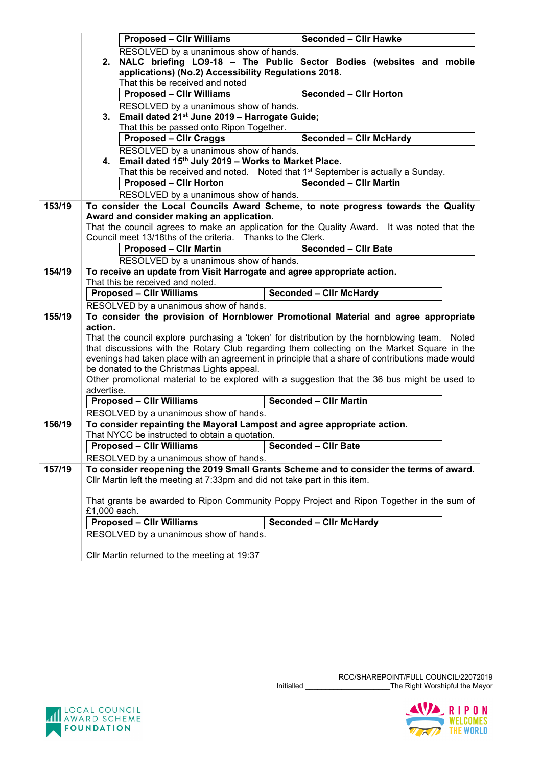| | |
|---|---|
| | **Proposed – Cllr Williams** / **Seconded – Cllr Hawke**<br>RESOLVED by a unanimous show of hands.<br>2. **NALC briefing LO9-18 – The Public Sector Bodies (websites and mobile applications) (No.2) Accessibility Regulations 2018.**<br>That this be received and noted<br>**Proposed – Cllr Williams** / **Seconded – Cllr Horton**<br>RESOLVED by a unanimous show of hands.<br>3. **Email dated 21st June 2019 – Harrogate Guide;**<br>That this be passed onto Ripon Together.<br>**Proposed – Cllr Craggs** / **Seconded – Cllr McHardy**<br>RESOLVED by a unanimous show of hands.<br>4. **Email dated 15th July 2019 – Works to Market Place.**<br>That this be received and noted. Noted that 1st September is actually a Sunday.<br>**Proposed – Cllr Horton** / **Seconded – Cllr Martin**<br>RESOLVED by a unanimous show of hands. |
| 153/19 | **To consider the Local Councils Award Scheme, to note progress towards the Quality Award and consider making an application.**<br>That the council agrees to make an application for the Quality Award. It was noted that the Council meet 13/18ths of the criteria. Thanks to the Clerk.<br>**Proposed – Cllr Martin** / **Seconded – Cllr Bate**<br>RESOLVED by a unanimous show of hands. |
| 154/19 | **To receive an update from Visit Harrogate and agree appropriate action.**<br>That this be received and noted.<br>**Proposed – Cllr Williams** / **Seconded – Cllr McHardy**<br>RESOLVED by a unanimous show of hands. |
| 155/19 | **To consider the provision of Hornblower Promotional Material and agree appropriate action.**<br>That the council explore purchasing a 'token' for distribution by the hornblowing team. Noted that discussions with the Rotary Club regarding them collecting on the Market Square in the evenings had taken place with an agreement in principle that a share of contributions made would be donated to the Christmas Lights appeal.<br>Other promotional material to be explored with a suggestion that the 36 bus might be used to advertise.<br>**Proposed – Cllr Williams** / **Seconded – Cllr Martin**<br>RESOLVED by a unanimous show of hands. |
| 156/19 | **To consider repainting the Mayoral Lampost and agree appropriate action.**<br>That NYCC be instructed to obtain a quotation.<br>**Proposed – Cllr Williams** / **Seconded – Cllr Bate**<br>RESOLVED by a unanimous show of hands. |
| 157/19 | **To consider reopening the 2019 Small Grants Scheme and to consider the terms of award.**<br>Cllr Martin left the meeting at 7:33pm and did not take part in this item.<br><br>That grants be awarded to Ripon Community Poppy Project and Ripon Together in the sum of £1,000 each.<br>**Proposed – Cllr Williams** / **Seconded – Cllr McHardy**<br>RESOLVED by a unanimous show of hands.<br><br>Cllr Martin returned to the meeting at 19:37 |

RCC/SHAREPOINT/FULL COUNCIL/22072019

Initialled \_\_\_\_\_\_\_\_\_\_\_\_\_\_\_\_\_\_\_\_ The Right Worshipful the Mayor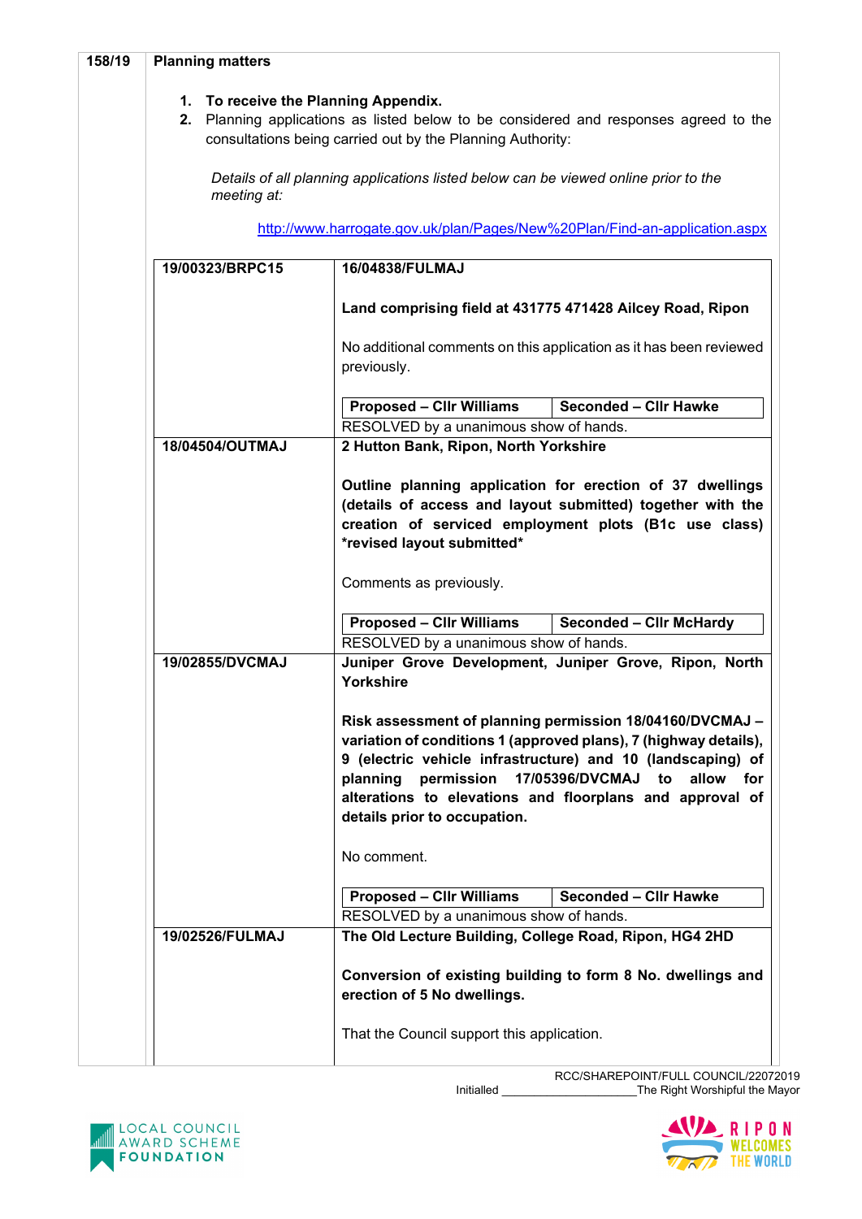| 158/19 | **Planning matters** |
|---|---|

**1. To receive the Planning Appendix.**

2. Planning applications as listed below to be considered and responses agreed to the consultations being carried out by the Planning Authority:

*Details of all planning applications listed below can be viewed online prior to the meeting at:*

http://www.harrogate.gov.uk/plan/Pages/New%20Plan/Find-an-application.aspx

| **19/00323/BRPC15** | **16/04838/FULMAJ**<br><br>**Land comprising field at 431775 471428 Ailcey Road, Ripon**<br><br>No additional comments on this application as it has been reviewed previously.<br><br>**Proposed – Cllr Williams** / **Seconded – Cllr Hawke**<br>RESOLVED by a unanimous show of hands. |
|---|---|
| **18/04504/OUTMAJ** | **2 Hutton Bank, Ripon, North Yorkshire**<br><br>**Outline planning application for erection of 37 dwellings (details of access and layout submitted) together with the creation of serviced employment plots (B1c use class) *revised layout submitted***<br><br>Comments as previously.<br><br>**Proposed – Cllr Williams** / **Seconded – Cllr McHardy**<br>RESOLVED by a unanimous show of hands. |
| **19/02855/DVCMAJ** | **Juniper Grove Development, Juniper Grove, Ripon, North Yorkshire**<br><br>**Risk assessment of planning permission 18/04160/DVCMAJ – variation of conditions 1 (approved plans), 7 (highway details), 9 (electric vehicle infrastructure) and 10 (landscaping) of planning permission 17/05396/DVCMAJ to allow for alterations to elevations and floorplans and approval of details prior to occupation.**<br><br>No comment.<br><br>**Proposed – Cllr Williams** / **Seconded – Cllr Hawke**<br>RESOLVED by a unanimous show of hands. |
| **19/02526/FULMAJ** | **The Old Lecture Building, College Road, Ripon, HG4 2HD**<br><br>**Conversion of existing building to form 8 No. dwellings and erection of 5 No dwellings.**<br><br>That the Council support this application. |

RCC/SHAREPOINT/FULL COUNCIL/22072019

Initialled \_\_\_\_\_\_\_\_\_\_\_\_\_\_\_\_\_\_\_\_ The Right Worshipful the Mayor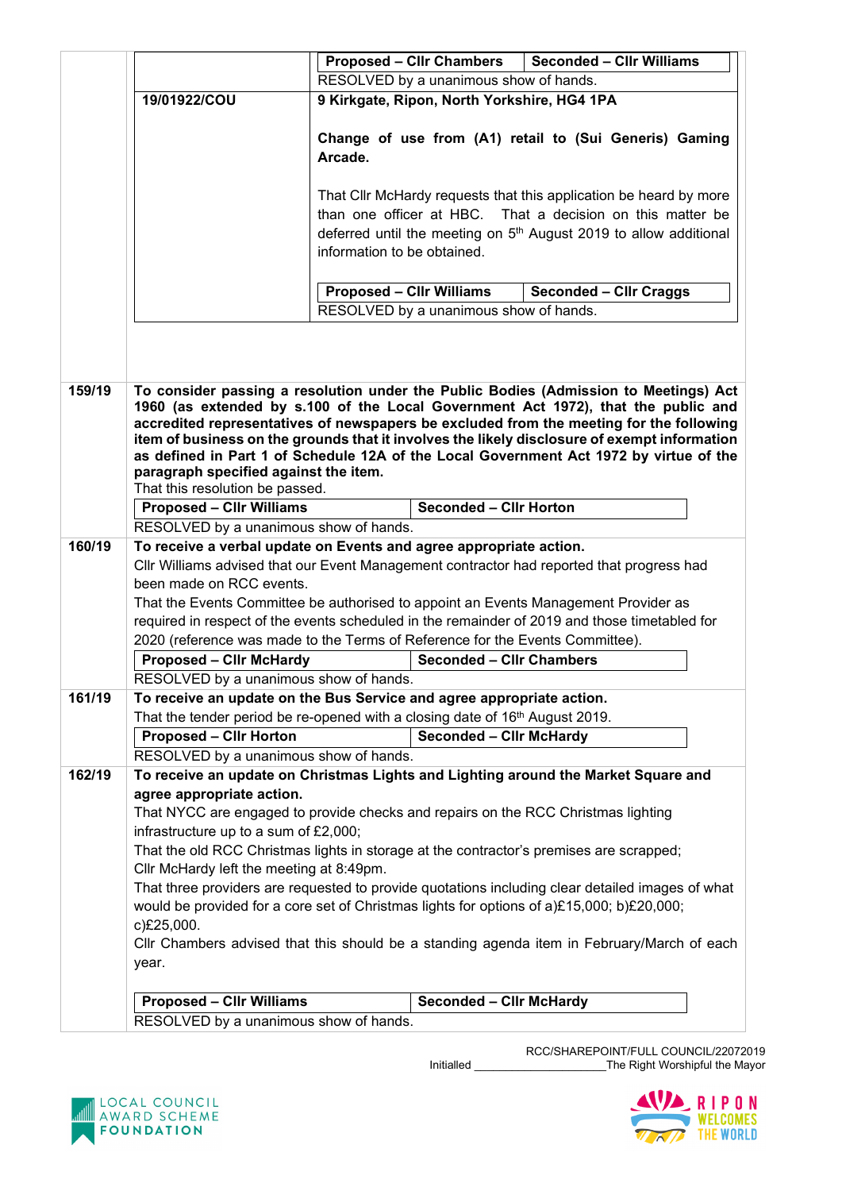| | | |
|---|---|---|
| | | **Proposed – Cllr Chambers** / **Seconded – Cllr Williams** |
| | | RESOLVED by a unanimous show of hands. |
| | **19/01922/COU** | **9 Kirkgate, Ripon, North Yorkshire, HG4 1PA**<br><br>**Change of use from (A1) retail to (Sui Generis) Gaming Arcade.**<br><br>That Cllr McHardy requests that this application be heard by more than one officer at HBC. That a decision on this matter be deferred until the meeting on 5th August 2019 to allow additional information to be obtained.<br><br>**Proposed – Cllr Williams** / **Seconded – Cllr Craggs**<br>RESOLVED by a unanimous show of hands. |

| | |
|---|---|
| **159/19** | **To consider passing a resolution under the Public Bodies (Admission to Meetings) Act 1960 (as extended by s.100 of the Local Government Act 1972), that the public and accredited representatives of newspapers be excluded from the meeting for the following item of business on the grounds that it involves the likely disclosure of exempt information as defined in Part 1 of Schedule 12A of the Local Government Act 1972 by virtue of the paragraph specified against the item.**<br>That this resolution be passed.<br>**Proposed – Cllr Williams** / **Seconded – Cllr Horton**<br>RESOLVED by a unanimous show of hands. |
| **160/19** | **To receive a verbal update on Events and agree appropriate action.**<br>Cllr Williams advised that our Event Management contractor had reported that progress had been made on RCC events.<br>That the Events Committee be authorised to appoint an Events Management Provider as required in respect of the events scheduled in the remainder of 2019 and those timetabled for 2020 (reference was made to the Terms of Reference for the Events Committee).<br>**Proposed – Cllr McHardy** / **Seconded – Cllr Chambers**<br>RESOLVED by a unanimous show of hands. |
| **161/19** | **To receive an update on the Bus Service and agree appropriate action.**<br>That the tender period be re-opened with a closing date of 16th August 2019.<br>**Proposed – Cllr Horton** / **Seconded – Cllr McHardy**<br>RESOLVED by a unanimous show of hands. |
| **162/19** | **To receive an update on Christmas Lights and Lighting around the Market Square and agree appropriate action.**<br>That NYCC are engaged to provide checks and repairs on the RCC Christmas lighting infrastructure up to a sum of £2,000;<br>That the old RCC Christmas lights in storage at the contractor's premises are scrapped;<br>Cllr McHardy left the meeting at 8:49pm.<br>That three providers are requested to provide quotations including clear detailed images of what would be provided for a core set of Christmas lights for options of a)£15,000; b)£20,000; c)£25,000.<br>Cllr Chambers advised that this should be a standing agenda item in February/March of each year.<br><br>**Proposed – Cllr Williams** / **Seconded – Cllr McHardy**<br>RESOLVED by a unanimous show of hands. |

RCC/SHAREPOINT/FULL COUNCIL/22072019

Initialled ____________________ The Right Worshipful the Mayor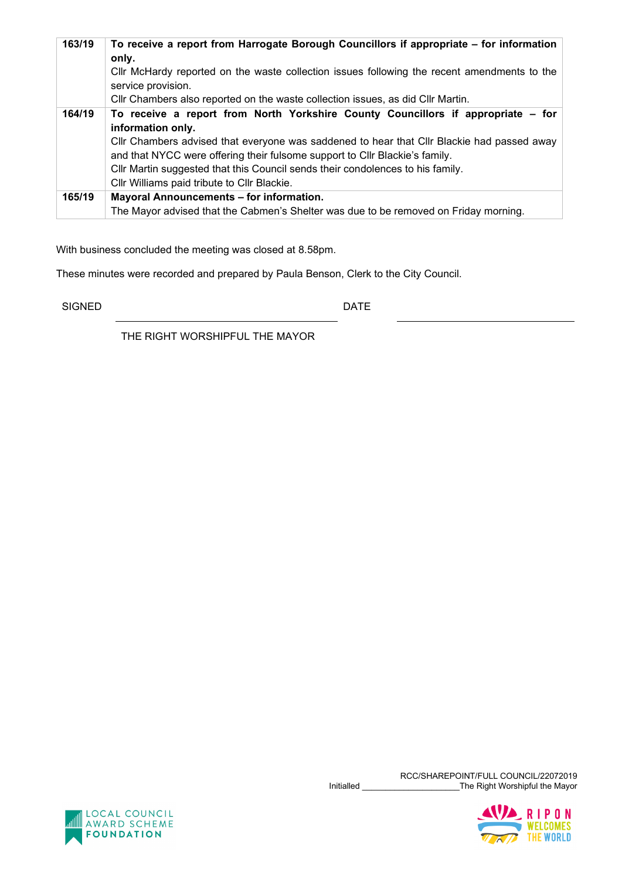| | |
|---|---|
| 163/19 | **To receive a report from Harrogate Borough Councillors if appropriate – for information only.**<br>Cllr McHardy reported on the waste collection issues following the recent amendments to the service provision.<br>Cllr Chambers also reported on the waste collection issues, as did Cllr Martin. |
| 164/19 | **To receive a report from North Yorkshire County Councillors if appropriate – for information only.**<br>Cllr Chambers advised that everyone was saddened to hear that Cllr Blackie had passed away and that NYCC were offering their fulsome support to Cllr Blackie's family.<br>Cllr Martin suggested that this Council sends their condolences to his family.<br>Cllr Williams paid tribute to Cllr Blackie. |
| 165/19 | **Mayoral Announcements – for information.**<br>The Mayor advised that the Cabmen's Shelter was due to be removed on Friday morning. |

With business concluded the meeting was closed at 8.58pm.

These minutes were recorded and prepared by Paula Benson, Clerk to the City Council.

SIGNED ______________________ DATE ______________________

THE RIGHT WORSHIPFUL THE MAYOR

RCC/SHAREPOINT/FULL COUNCIL/22072019

Initialled ______________________ The Right Worshipful the Mayor